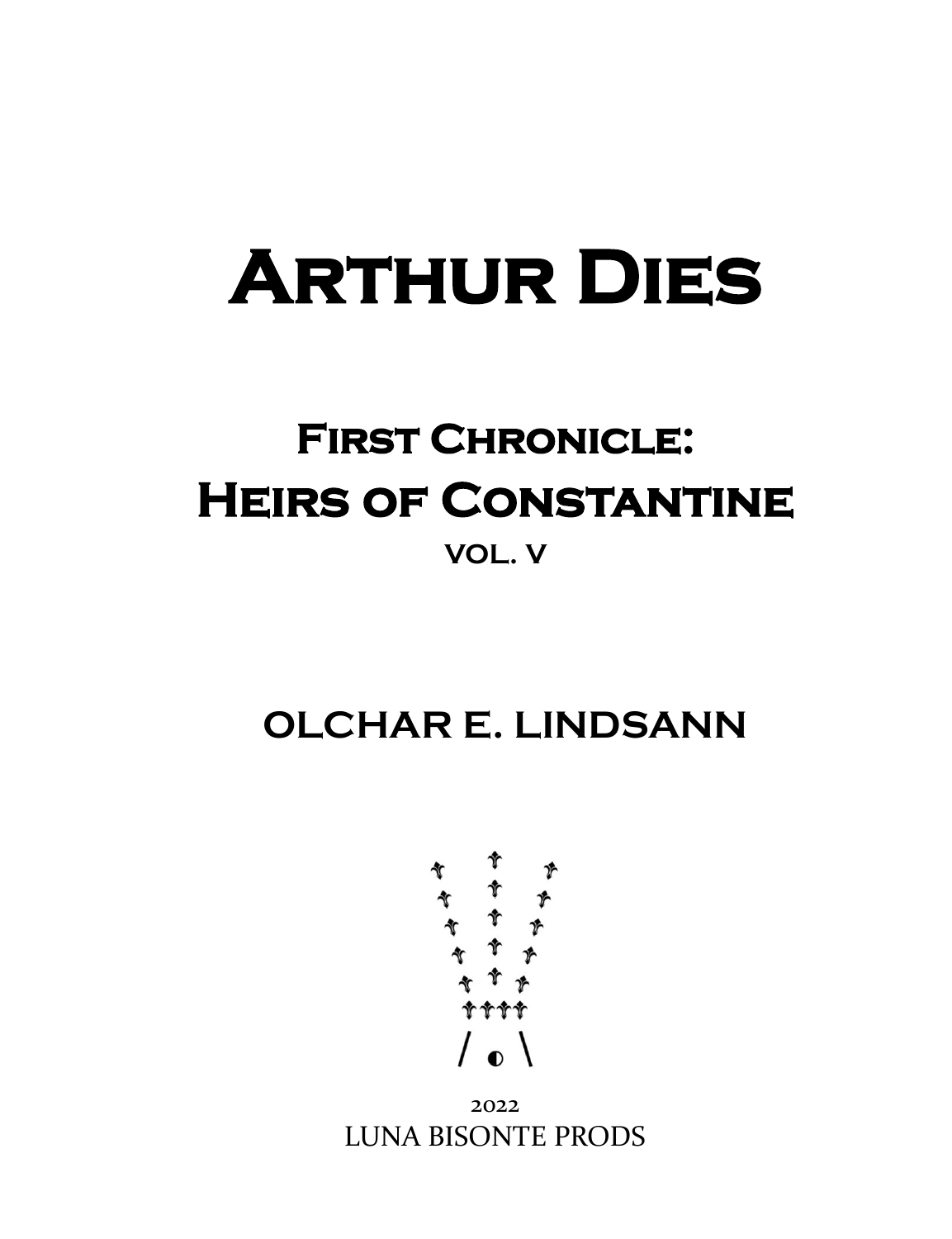# ARTHUR DIES

## FIRST CHRONICLE:
## HEIRS OF CONSTANTINE

VOL. V

### OLCHAR E. LINDSANN

2022

LUNA BISONTE PRODS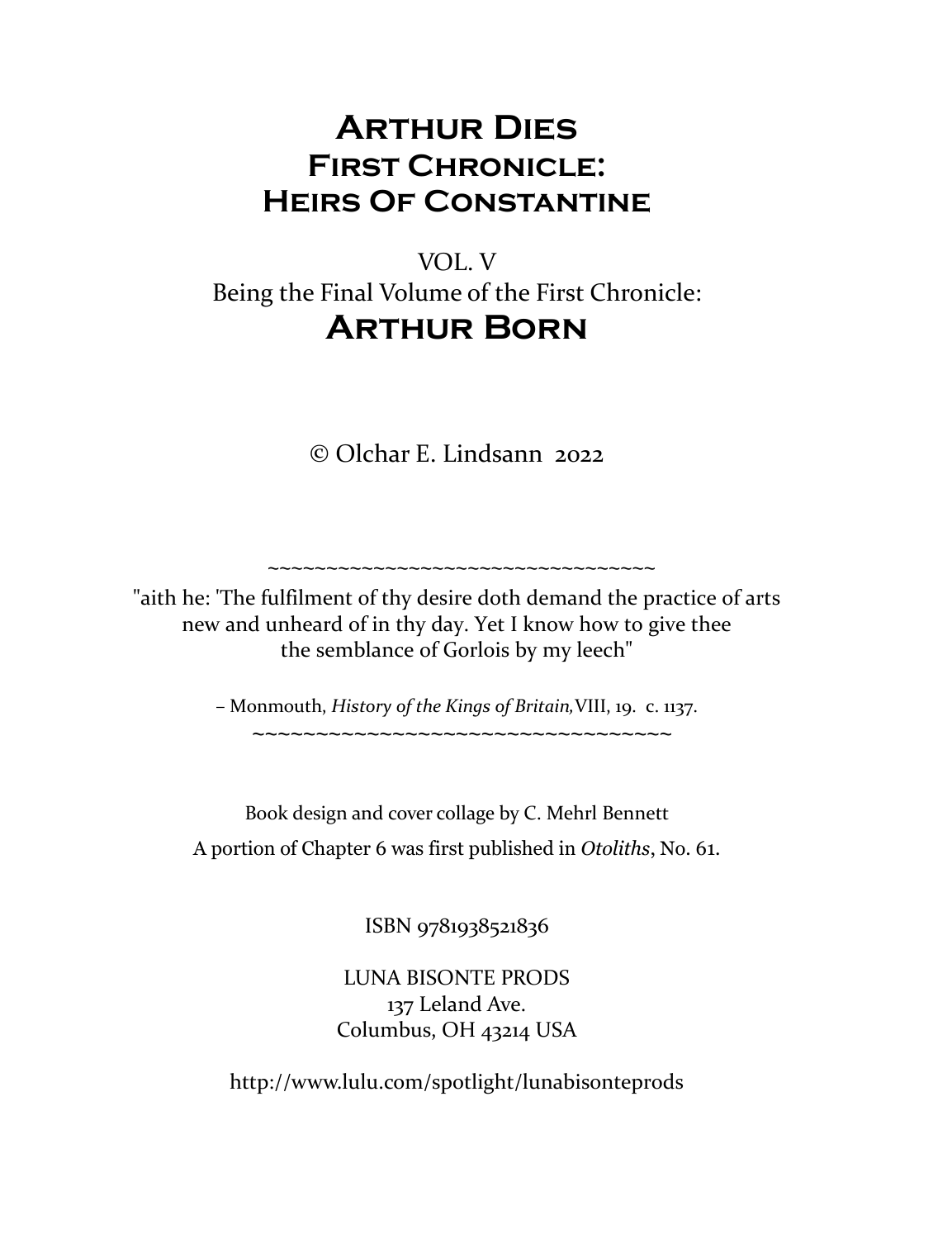# Arthur Dies
## First Chronicle:
## Heirs Of Constantine

VOL. V

Being the Final Volume of the First Chronicle:

## Arthur Born

© Olchar E. Lindsann 2022

~~~~~~~~~~~~~~~~~~~~~~~~~~~~~~~~~~~~

"aith he: 'The fulfilment of thy desire doth demand the practice of arts new and unheard of in thy day. Yet I know how to give thee the semblance of Gorlois by my leech"

– Monmouth, *History of the Kings of Britain,* VIII, 19. c. 1137.

~~~~~~~~~~~~~~~~~~~~~~~~~~~~~~~~~~~~

Book design and cover collage by C. Mehrl Bennett

A portion of Chapter 6 was first published in *Otoliths*, No. 61.

ISBN 9781938521836

LUNA BISONTE PRODS
137 Leland Ave.
Columbus, OH 43214 USA

http://www.lulu.com/spotlight/lunabisonteprods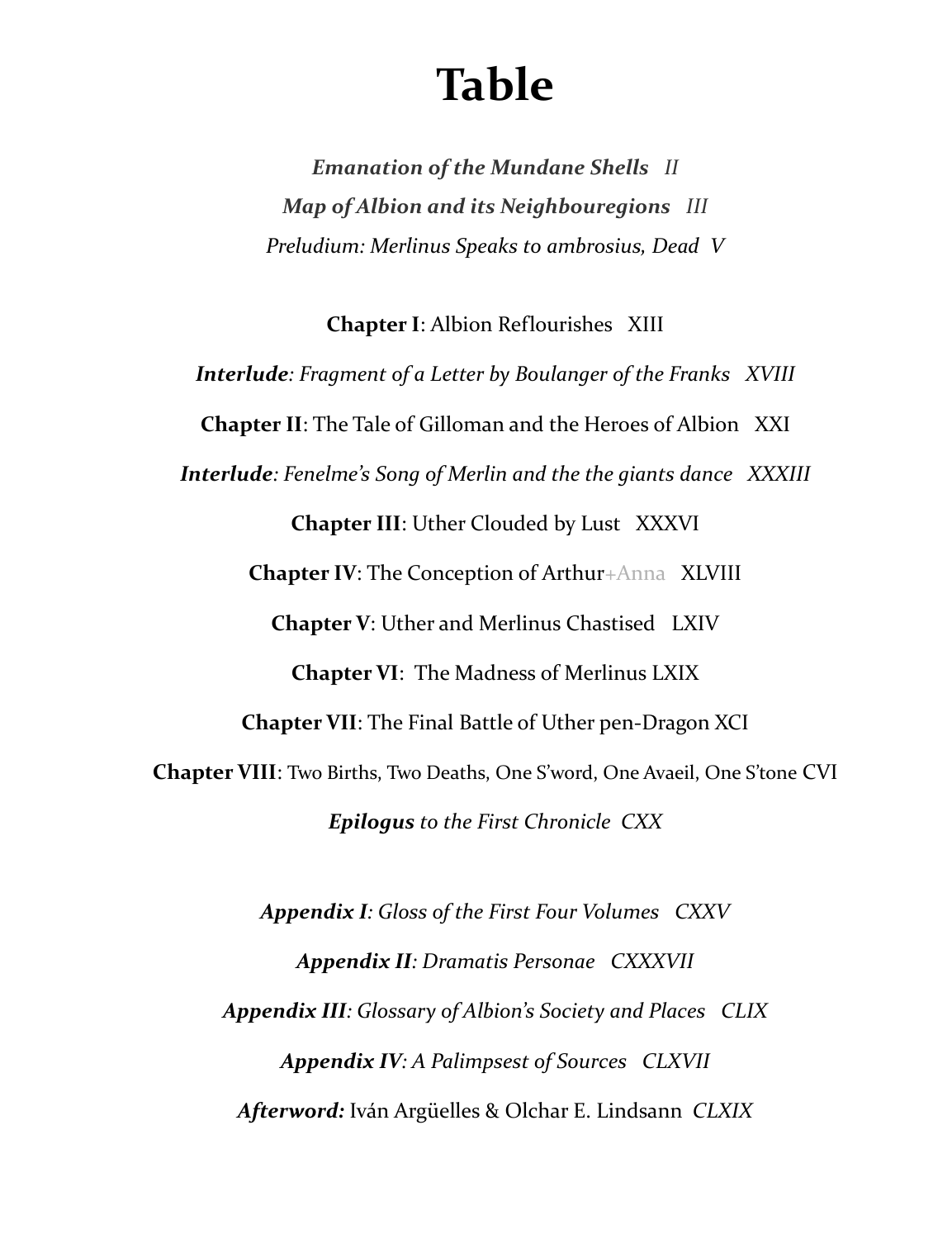# Table

*Emanation of the Mundane Shells II*

*Map of Albion and its Neighbouregions III*

*Preludium: Merlinus Speaks to ambrosius, Dead V*

**Chapter I**: Albion Reflourishes XIII

***Interlude**: Fragment of a Letter by Boulanger of the Franks XVIII*

**Chapter II**: The Tale of Gilloman and the Heroes of Albion XXI

***Interlude**: Fenelme's Song of Merlin and the the giants dance XXXIII*

**Chapter III**: Uther Clouded by Lust XXXVI

**Chapter IV**: The Conception of Arthur+Anna XLVIII

**Chapter V**: Uther and Merlinus Chastised LXIV

**Chapter VI**: The Madness of Merlinus LXIX

**Chapter VII**: The Final Battle of Uther pen-Dragon XCI

**Chapter VIII**: Two Births, Two Deaths, One S'word, One Avaeil, One S'tone CVI

***Epilogus** to the First Chronicle CXX*

***Appendix I**: Gloss of the First Four Volumes CXXV*

***Appendix II**: Dramatis Personae CXXXVII*

***Appendix III**: Glossary of Albion's Society and Places CLIX*

***Appendix IV**: A Palimpsest of Sources CLXVII*

***Afterword:*** Iván Argüelles & Olchar E. Lindsann *CLXIX*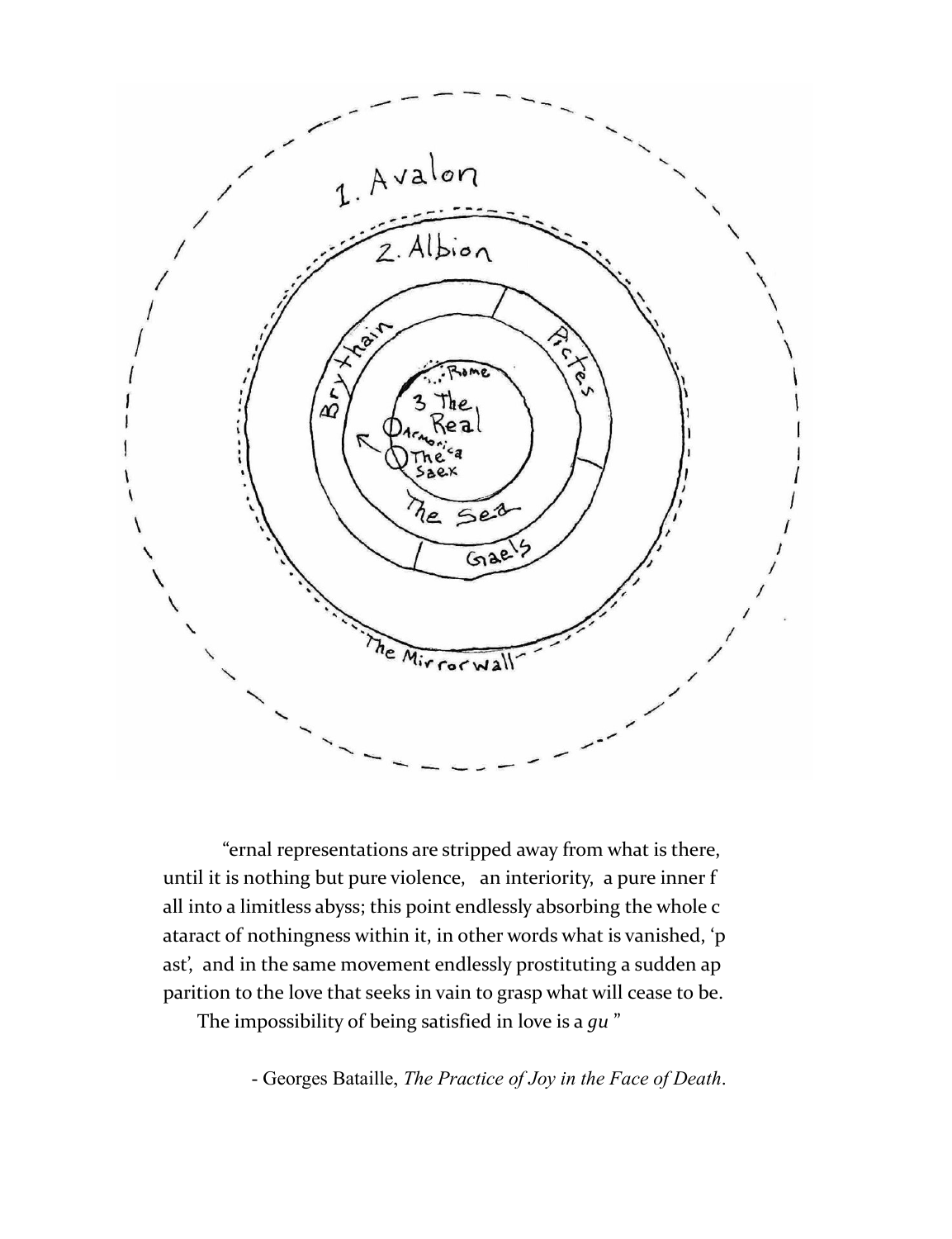1. Avalon

2. Albion

Brythain

Pictes

Gaels

The Sea

...Rome

3 The Real

Armorica

The Saex

The Mirror wall

"ernal representations are stripped away from what is there, until it is nothing but pure violence, an interiority, a pure inner f all into a limitless abyss; this point endlessly absorbing the whole c ataract of nothingness within it, in other words what is vanished, 'p ast', and in the same movement endlessly prostituting a sudden ap parition to the love that seeks in vain to grasp what will cease to be.

The impossibility of being satisfied in love is a *gu* "

- Georges Bataille, *The Practice of Joy in the Face of Death*.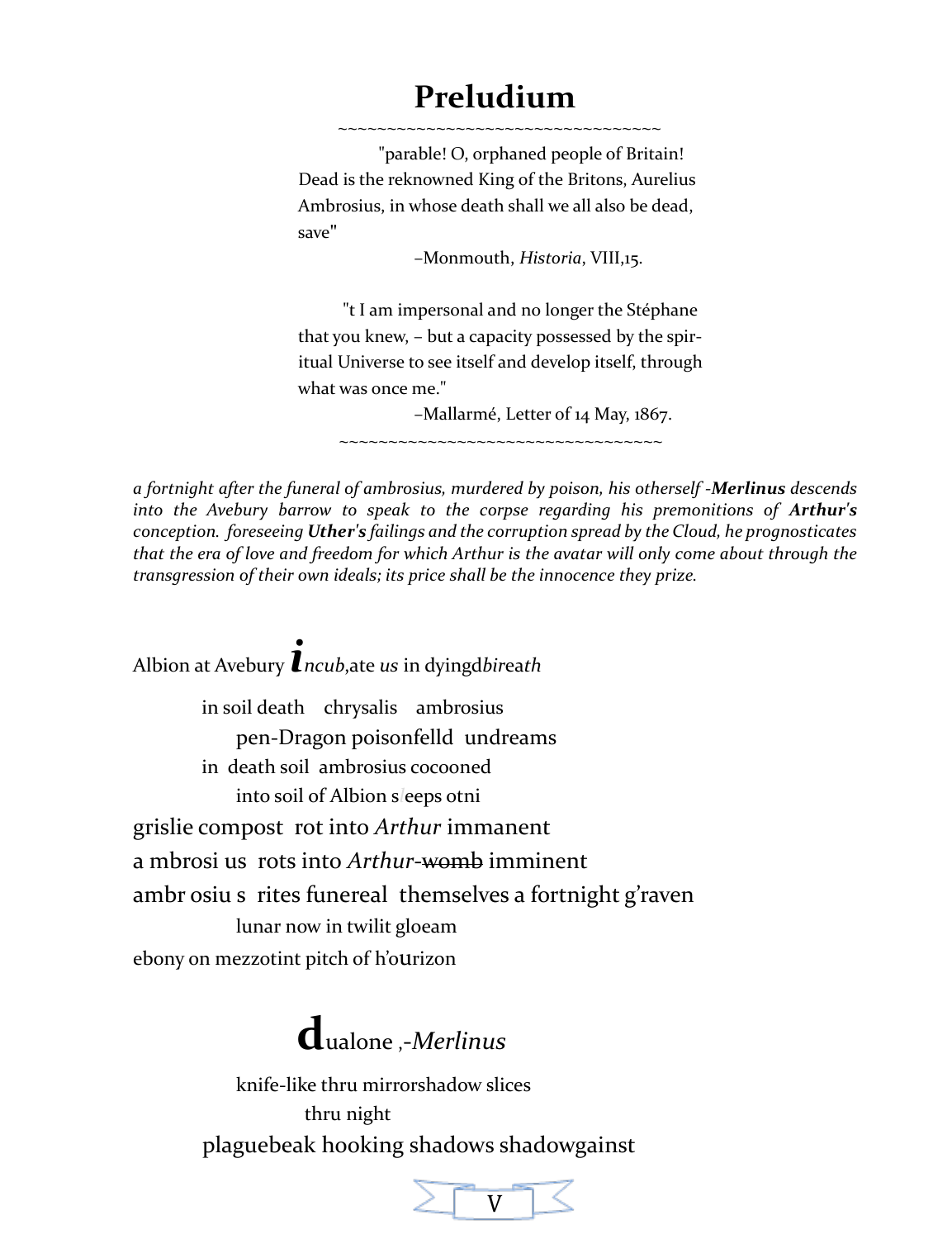# Preludium

~~~~~~~~~~~~~~~~~~~~~~~~~~~~~~~~~~~

"parable! O, orphaned people of Britain! Dead is the reknowned King of the Britons, Aurelius Ambrosius, in whose death shall we all also be dead, save"

–Monmouth, *Historia*, VIII,15.

"t I am impersonal and no longer the Stéphane that you knew, – but a capacity possessed by the spiritual Universe to see itself and develop itself, through what was once me."

–Mallarmé, Letter of 14 May, 1867.

~~~~~~~~~~~~~~~~~~~~~~~~~~~~~~~~~~~

*a fortnight after the funeral of ambrosius, murdered by poison, his otherself -**Merlinus** descends into the Avebury barrow to speak to the corpse regarding his premonitions of **Arthur's** conception. foreseeing **Uther's** failings and the corruption spread by the Cloud, he prognosticates that the era of love and freedom for which Arthur is the avatar will only come about through the transgression of their own ideals; its price shall be the innocence they prize.*

Albion at Avebury ***i****ncub*,ate *us* in dyingd*bir*ea*th*

in soil death    chrysalis    ambrosius

pen-Dragon poisonfelld  undreams

in  death soil  ambrosius cocooned

into soil of Albion s/eeps otni

grislie compost  rot into *Arthur* immanent

a mbrosi us  rots into *Arthur*-~~womb~~ imminent

ambr osiu s  rites funereal  themselves a fortnight g'raven

lunar now in twilit gloeam

ebony on mezzotint pitch of h'ourizon

**d**ualone ,-*Merlinus*

knife-like thru mirrorshadow slices

thru night

plaguebeak hooking shadows shadowgainst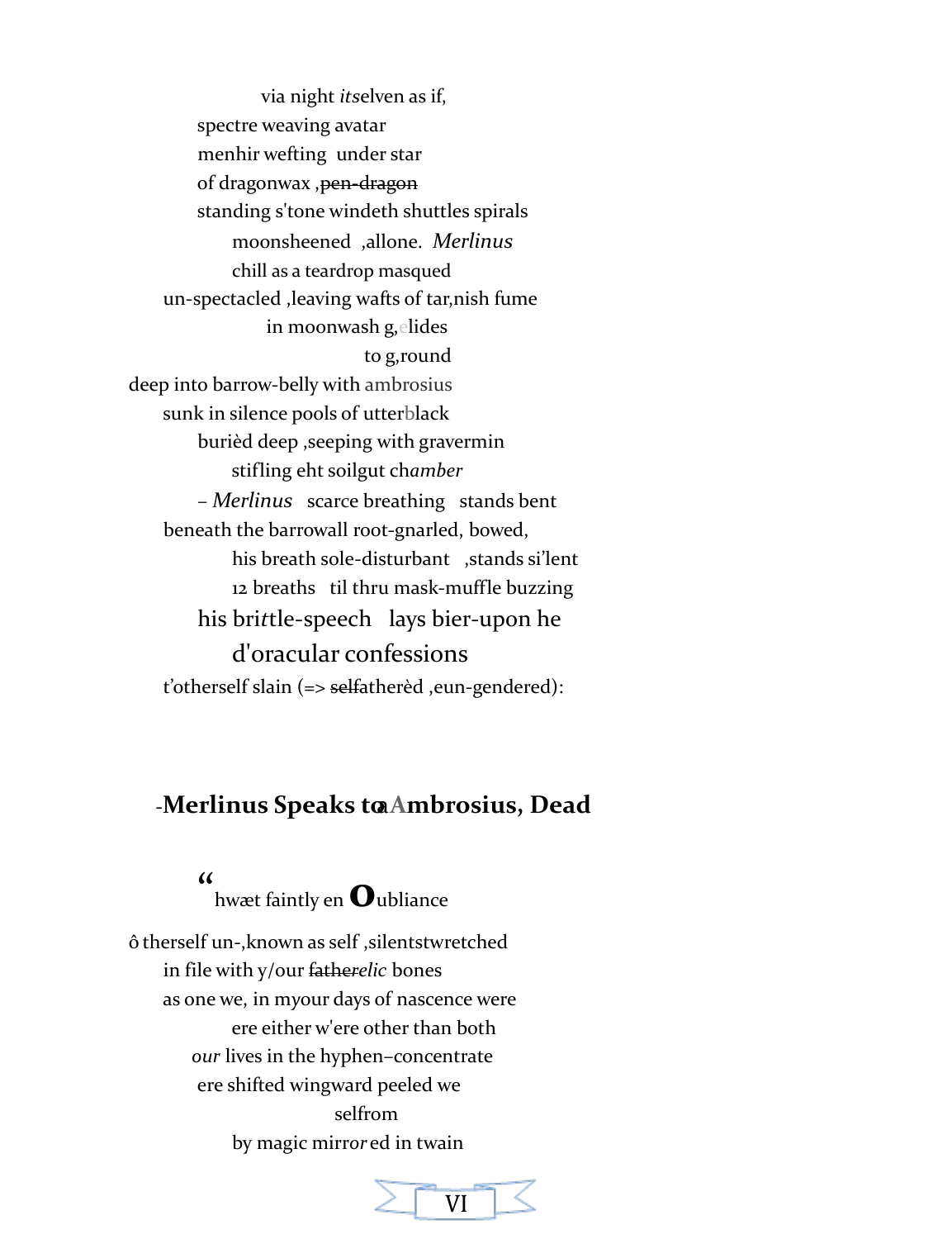via night *its*elven as if,
spectre weaving avatar
menhir wefting  under star
of dragonwax ,~~pen-dragon~~
standing s'tone windeth shuttles spirals
moonsheened  ,allone.  *Merlinus*
chill as a teardrop masqued
un-spectacled ,leaving wafts of tar,nish fume
in moonwash g,elides
to g,round
deep into barrow-belly with ambrosius
sunk in silence pools of utterblack
burièd deep ,seeping with gravermin
stifling eht soilgut ch*amber*
– *Merlinus*   scarce breathing   stands bent
beneath the barrowall root-gnarled, bowed,
his breath sole-disturbant   ,stands si'lent
12 breaths   til thru mask-muffle buzzing
his bri*tt*le-speech   lays bier-upon he
d'oracular confessions
t'otherself slain (=> ~~self~~atherèd ,eun-gendered):

## -Merlinus Speaks toaAmbrosius, Dead

“
hwæt faintly en **O**ubliance

ô therself un-,known as self ,silentstwretched
in file with y/our ~~father~~*elic* bones
as one we, in myour days of nascence were
ere either w'ere other than both
*our* lives in the hyphen–concentrate
ere shifted wingward peeled we
selfrom
by magic mirr*or*ed in twain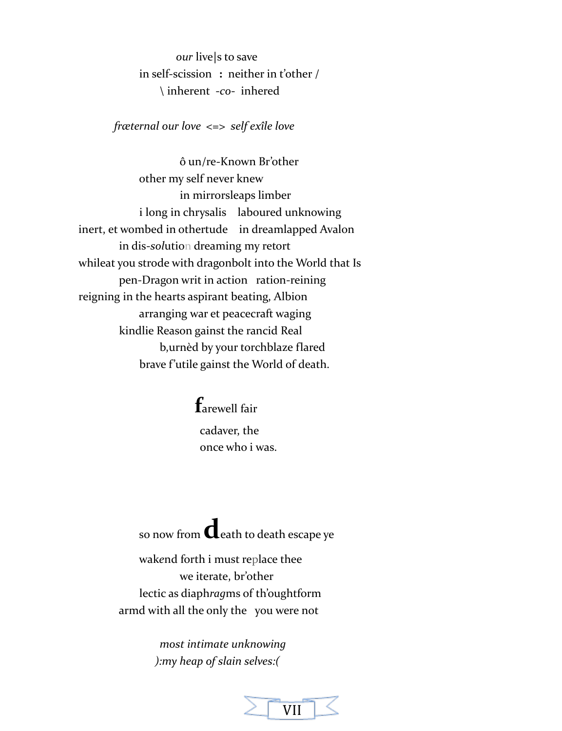*our* live|s to save
in self-scission **:** neither in t'other /
\ inherent -*co*- inhered

*frœternal our love* <=> *self exîle love*

ô un/re-Known Br'other
other my self never knew
in mirrorsleaps limber
i long in chrysalis laboured unknowing
inert, et wombed in othertude in dreamlapped Avalon
in dis-*sol*ution dreaming my retort
whileat you strode with dragonbolt into the World that Is
pen-Dragon writ in action ration-reining
reigning in the hearts aspirant beating, Albion
arranging war et peacecraft waging
kindlie Reason gainst the rancid Real
b,urnèd by your torchblaze flared
brave f'utile gainst the World of death.

**f**arewell fair
cadaver, the
once who i was.

so now from **d**eath to death escape ye
wakend forth i must replace thee
we iterate, br'other
lectic as diaph*rag*ms of th'oughtform
armd with all the only the you were not

*most intimate unknowing*
*):my heap of slain selves:(*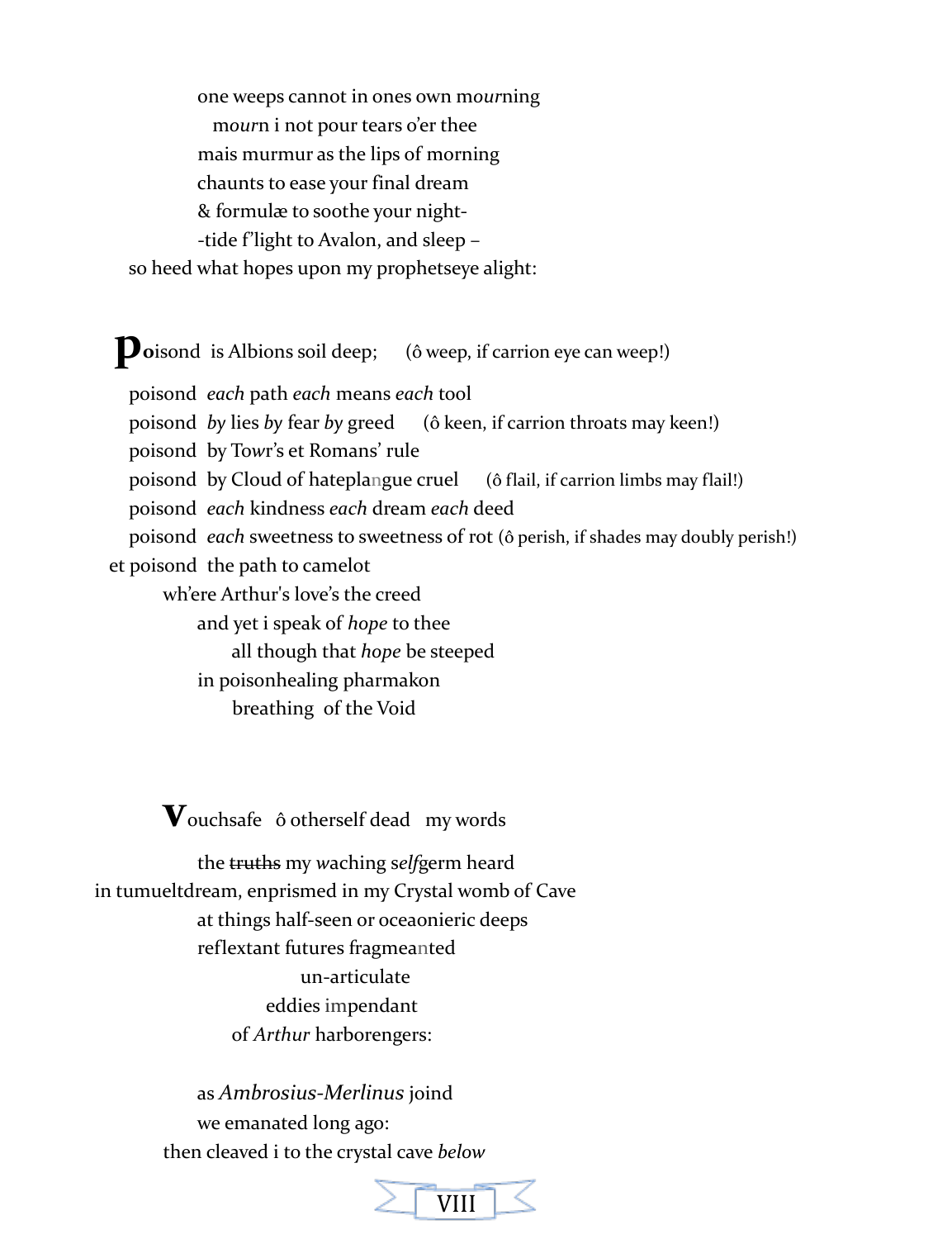one weeps cannot in ones own m*our*ning
m*our*n i not pour tears o'er thee
mais murmur as the lips of morning
chaunts to ease your final dream
& formulæ to soothe your night-
-tide f'light to Avalon, and sleep –
so heed what hopes upon my prophetseye alight:

**P**oisond is Albions soil deep; (ô weep, if carrion eye can weep!)
poisond *each* path *each* means *each* tool
poisond *by* lies *by* fear *by* greed (ô keen, if carrion throats may keen!)
poisond by Tow*r*'s et Romans' rule
poisond by Cloud of hateplangue cruel (ô flail, if carrion limbs may flail!)
poisond *each* kindness *each* dream *each* deed
poisond *each* sweetness to sweetness of rot (ô perish, if shades may doubly perish!)
et poisond the path to camelot
wh'ere Arthur's love's the creed
and yet i speak of *hope* to thee
all though that *hope* be steeped
in poisonhealing pharmakon
breathing of the Void

**V**ouchsafe ô otherself dead my words

the ~~truths~~ my *w*aching s*elf*germ heard
in tumueltdream, enprismed in my Crystal womb of Cave
at things half-seen or oceaonieric deeps
reflextant futures fragmeanted
un-articulate
eddies impendant
of *Arthur* harborengers:

as *Ambrosius-Merlinus* joind
we emanated long ago:
then cleaved i to the crystal cave *below*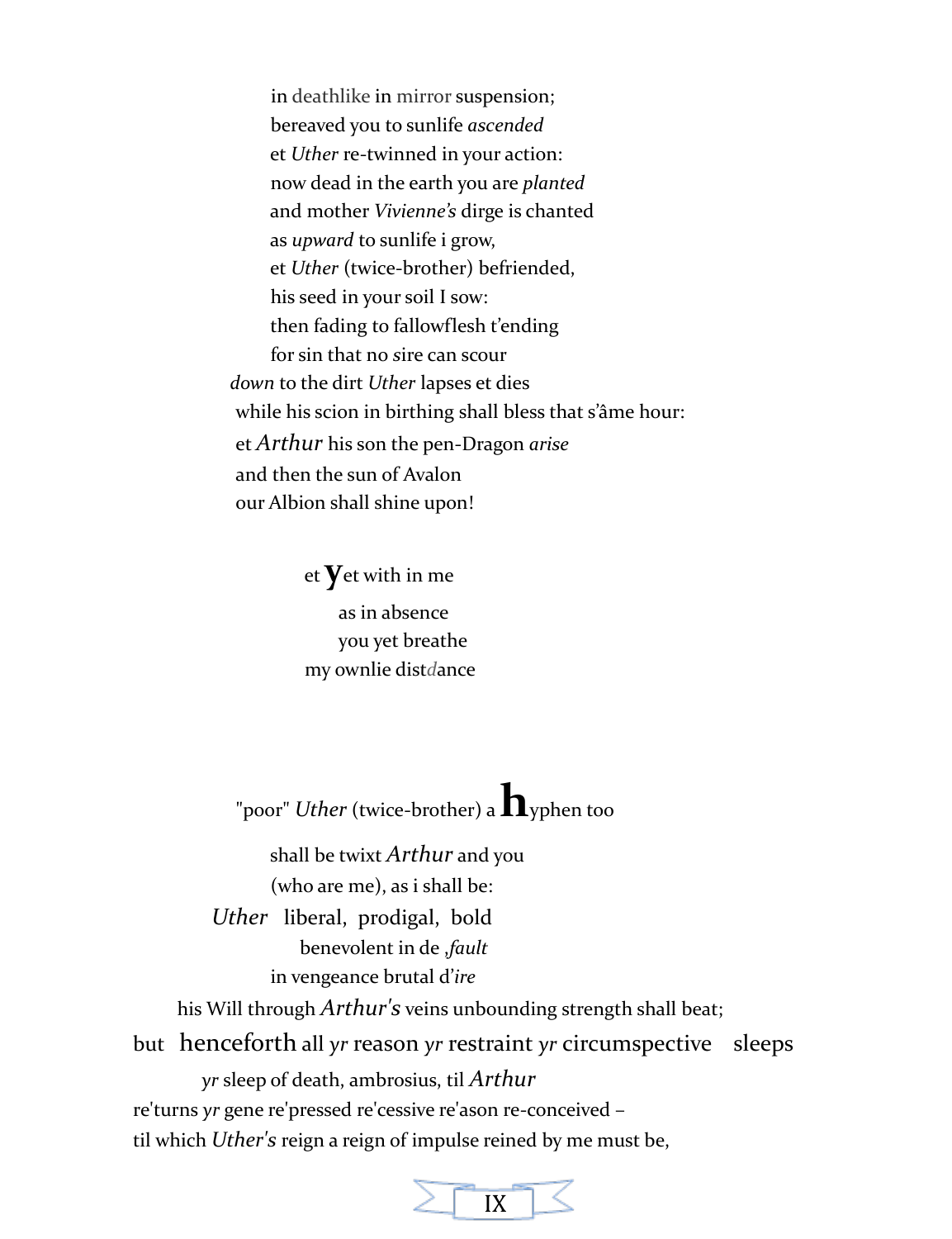in deathlike in mirror suspension;  
bereaved you to sunlife *ascended*  
et *Uther* re-twinned in your action:  
now dead in the earth you are *planted*  
and mother *Vivienne's* dirge is chanted  
as *upward* to sunlife i grow,  
et *Uther* (twice-brother) befriended,  
his seed in your soil I sow:  
then fading to fallowflesh t'ending  
for sin that no *s*ire can scour  
*down* to the dirt *Uther* lapses et dies  
while his scion in birthing shall bless that s'âme hour:  
et *Arthur* his son the pen-Dragon *arise*  
and then the sun of Avalon  
our Albion shall shine upon!

et **y**et with in me  
as in absence  
you yet breathe  
my ownlie dist*d*ance

"poor" *Uther* (twice-brother) a **h**yphen too  
shall be twixt *Arthur* and you  
(who are me), as i shall be:  
*Uther* liberal, prodigal, bold  
benevolent in de ,*fault*  
in vengeance brutal d'*ire*  
his Will through *Arthur's* veins unbounding strength shall beat;  
but henceforth all *yr* reason *yr* restraint *yr* circumspective sleeps  
*yr* sleep of death, ambrosius, til *Arthur*  
re'turns *yr* gene re'pressed re'cessive re'ason re-conceived –  
til which *Uther's* reign a reign of impulse reined by me must be,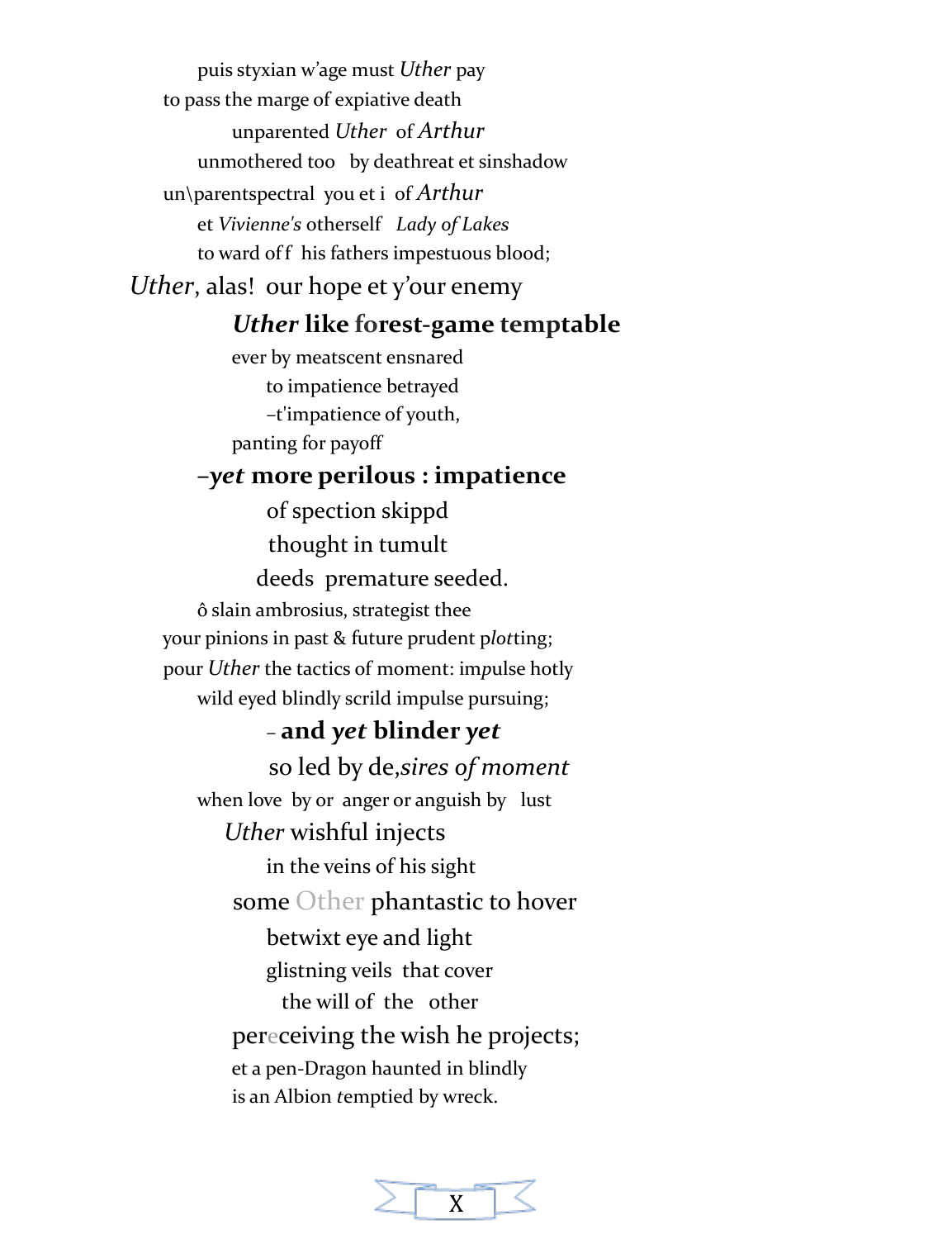puis styxian w'age must *Uther* pay
to pass the marge of expiative death
unparented *Uther* of *Arthur*
unmothered too by deathreat et sinshadow
un\parentspectral you et i of *Arthur*
et *Vivienne's* otherself *Lady of Lakes*
to ward of f his fathers impestuous blood;
*Uther*, alas! our hope et y'our enemy
***Uther* like forest-game temptable**
ever by meatscent ensnared
to impatience betrayed
–t'impatience of youth,
panting for payoff
**–*yet* more perilous : impatience**
of spection skippd
thought in tumult
deeds premature seeded.
ô slain ambrosius, strategist thee
your pinions in past & future prudent p*lot*ting;
pour *Uther* the tactics of moment: im*p*ulse hotly
wild eyed blindly scrild impulse pursuing;
– **and *yet* blinder *yet***
so led by de,*sires of moment*
when love by or anger or anguish by lust
*Uther* wishful injects
in the veins of his sight
some Other phantastic to hover
betwixt eye and light
glistning veils that cover
the will of the other
pereceiving the wish he projects;
et a pen-Dragon haunted in blindly
is an Albion *t*emptied by wreck.